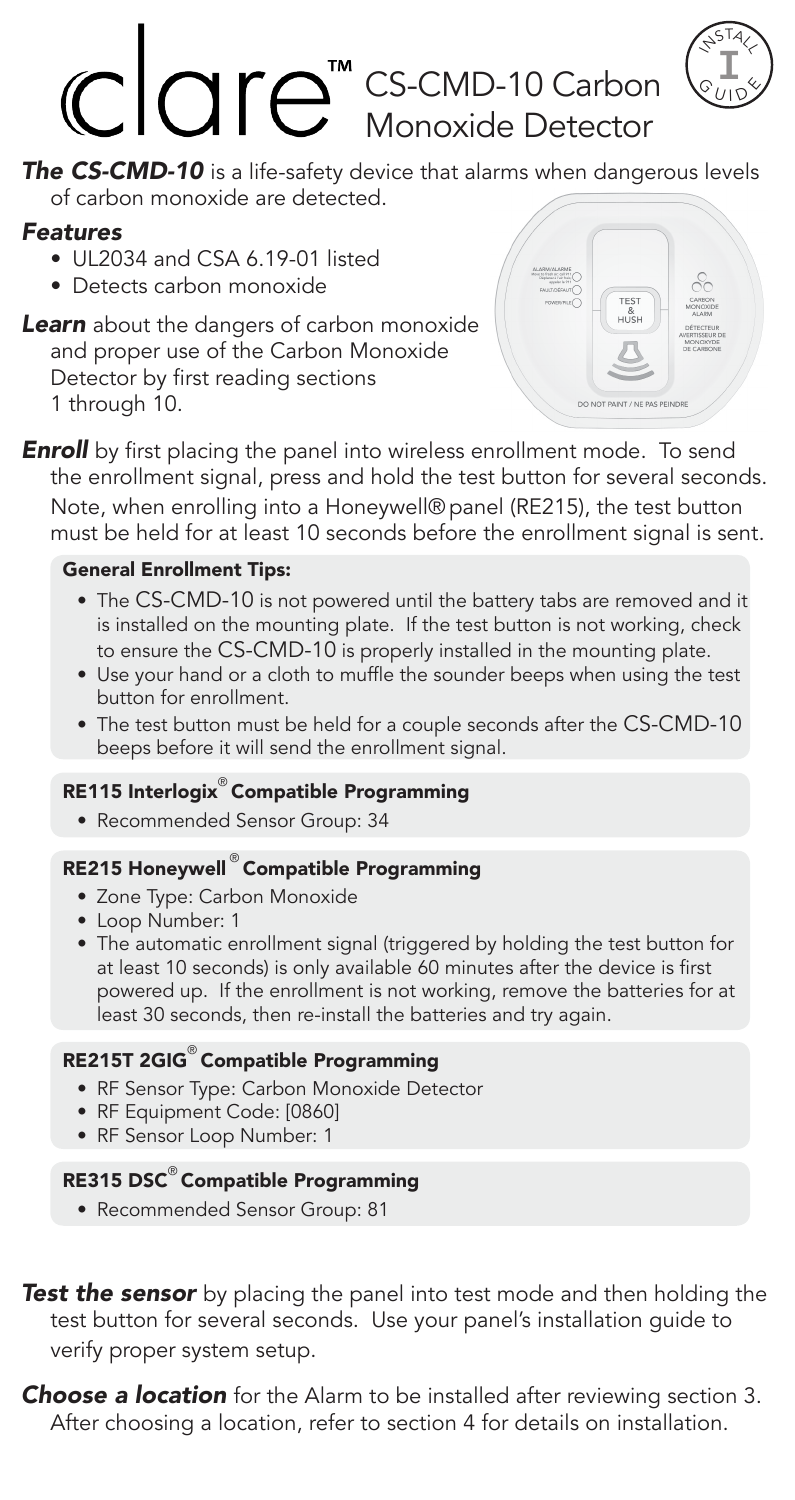# clare™ CS-CMD-10 Carbon Monoxide Detector

***The CS-CMD-10*** is a life-safety device that alarms when dangerous levels of carbon monoxide are detected.

***Features***

- UL2034 and CSA 6.19-01 listed
- Detects carbon monoxide

***Learn*** about the dangers of carbon monoxide and proper use of the Carbon Monoxide Detector by first reading sections 1 through 10.

***Enroll*** by first placing the panel into wireless enrollment mode. To send the enrollment signal, press and hold the test button for several seconds. Note, when enrolling into a Honeywell® panel (RE215), the test button must be held for at least 10 seconds before the enrollment signal is sent.

**General Enrollment Tips:**

- The CS-CMD-10 is not powered until the battery tabs are removed and it is installed on the mounting plate. If the test button is not working, check to ensure the CS-CMD-10 is properly installed in the mounting plate.
- Use your hand or a cloth to muffle the sounder beeps when using the test button for enrollment.
- The test button must be held for a couple seconds after the CS-CMD-10 beeps before it will send the enrollment signal.

**RE115 Interlogix® Compatible Programming**

- Recommended Sensor Group: 34

**RE215 Honeywell® Compatible Programming**

- Zone Type: Carbon Monoxide
- Loop Number: 1
- The automatic enrollment signal (triggered by holding the test button for at least 10 seconds) is only available 60 minutes after the device is first powered up. If the enrollment is not working, remove the batteries for at least 30 seconds, then re-install the batteries and try again.

**RE215T 2GIG® Compatible Programming**

- RF Sensor Type: Carbon Monoxide Detector
- RF Equipment Code: [0860]
- RF Sensor Loop Number: 1

**RE315 DSC® Compatible Programming**

- Recommended Sensor Group: 81

***Test the sensor*** by placing the panel into test mode and then holding the test button for several seconds. Use your panel's installation guide to verify proper system setup.

***Choose a location*** for the Alarm to be installed after reviewing section 3. After choosing a location, refer to section 4 for details on installation.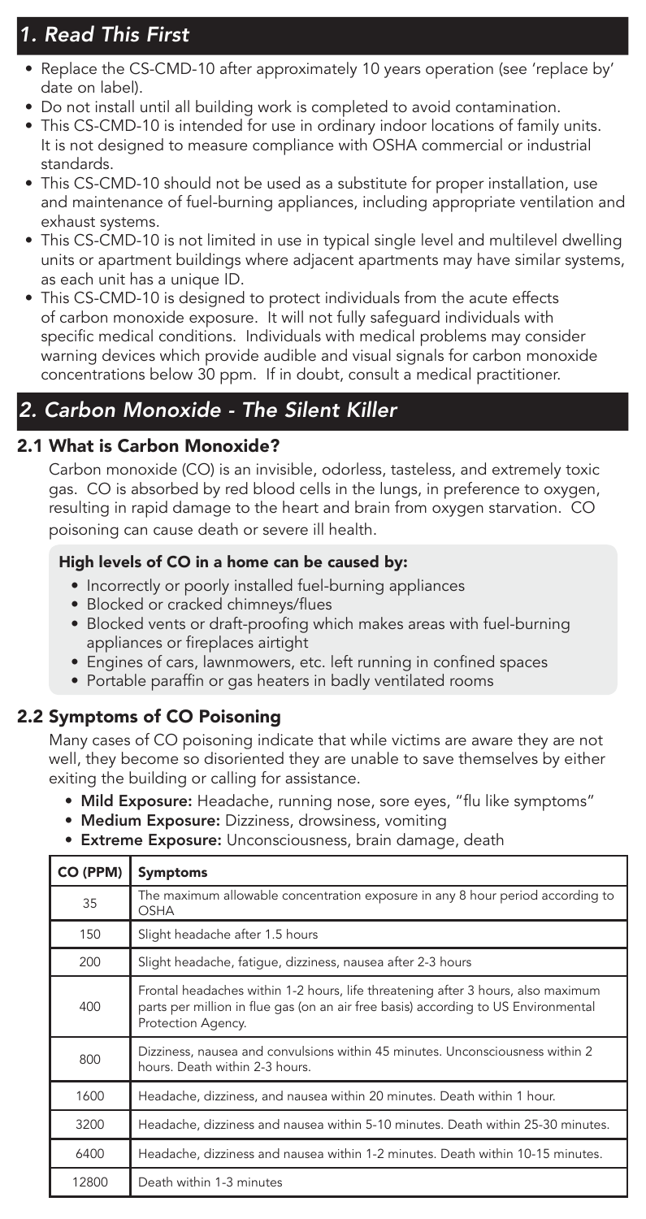## *1. Read This First*

- Replace the CS-CMD-10 after approximately 10 years operation (see 'replace by' date on label).
- Do not install until all building work is completed to avoid contamination.
- This CS-CMD-10 is intended for use in ordinary indoor locations of family units. It is not designed to measure compliance with OSHA commercial or industrial standards.
- This CS-CMD-10 should not be used as a substitute for proper installation, use and maintenance of fuel-burning appliances, including appropriate ventilation and exhaust systems.
- This CS-CMD-10 is not limited in use in typical single level and multilevel dwelling units or apartment buildings where adjacent apartments may have similar systems, as each unit has a unique ID.
- This CS-CMD-10 is designed to protect individuals from the acute effects of carbon monoxide exposure. It will not fully safeguard individuals with specific medical conditions. Individuals with medical problems may consider warning devices which provide audible and visual signals for carbon monoxide concentrations below 30 ppm. If in doubt, consult a medical practitioner.

## *2. Carbon Monoxide - The Silent Killer*

### 2.1 What is Carbon Monoxide?

Carbon monoxide (CO) is an invisible, odorless, tasteless, and extremely toxic gas. CO is absorbed by red blood cells in the lungs, in preference to oxygen, resulting in rapid damage to the heart and brain from oxygen starvation. CO poisoning can cause death or severe ill health.

**High levels of CO in a home can be caused by:**

- Incorrectly or poorly installed fuel-burning appliances
- Blocked or cracked chimneys/flues
- Blocked vents or draft-proofing which makes areas with fuel-burning appliances or fireplaces airtight
- Engines of cars, lawnmowers, etc. left running in confined spaces
- Portable paraffin or gas heaters in badly ventilated rooms

### 2.2 Symptoms of CO Poisoning

Many cases of CO poisoning indicate that while victims are aware they are not well, they become so disoriented they are unable to save themselves by either exiting the building or calling for assistance.

- **Mild Exposure:** Headache, running nose, sore eyes, "flu like symptoms"
- **Medium Exposure:** Dizziness, drowsiness, vomiting
- **Extreme Exposure:** Unconsciousness, brain damage, death

| CO (PPM) | Symptoms |
|---|---|
| 35 | The maximum allowable concentration exposure in any 8 hour period according to OSHA |
| 150 | Slight headache after 1.5 hours |
| 200 | Slight headache, fatigue, dizziness, nausea after 2-3 hours |
| 400 | Frontal headaches within 1-2 hours, life threatening after 3 hours, also maximum parts per million in flue gas (on an air free basis) according to US Environmental Protection Agency. |
| 800 | Dizziness, nausea and convulsions within 45 minutes. Unconsciousness within 2 hours. Death within 2-3 hours. |
| 1600 | Headache, dizziness, and nausea within 20 minutes. Death within 1 hour. |
| 3200 | Headache, dizziness and nausea within 5-10 minutes. Death within 25-30 minutes. |
| 6400 | Headache, dizziness and nausea within 1-2 minutes. Death within 10-15 minutes. |
| 12800 | Death within 1-3 minutes |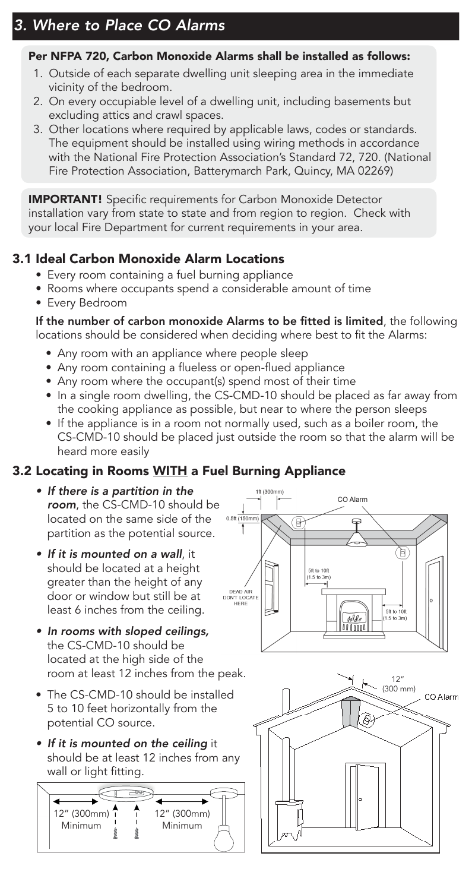## *3. Where to Place CO Alarms*

**Per NFPA 720, Carbon Monoxide Alarms shall be installed as follows:**

1. Outside of each separate dwelling unit sleeping area in the immediate vicinity of the bedroom.
2. On every occupiable level of a dwelling unit, including basements but excluding attics and crawl spaces.
3. Other locations where required by applicable laws, codes or standards. The equipment should be installed using wiring methods in accordance with the National Fire Protection Association's Standard 72, 720. (National Fire Protection Association, Batterymarch Park, Quincy, MA 02269)

**IMPORTANT!** Specific requirements for Carbon Monoxide Detector installation vary from state to state and from region to region. Check with your local Fire Department for current requirements in your area.

### 3.1 Ideal Carbon Monoxide Alarm Locations

- Every room containing a fuel burning appliance
- Rooms where occupants spend a considerable amount of time
- Every Bedroom

**If the number of carbon monoxide Alarms to be fitted is limited**, the following locations should be considered when deciding where best to fit the Alarms:

- Any room with an appliance where people sleep
- Any room containing a flueless or open-flued appliance
- Any room where the occupant(s) spend most of their time
- In a single room dwelling, the CS-CMD-10 should be placed as far away from the cooking appliance as possible, but near to where the person sleeps
- If the appliance is in a room not normally used, such as a boiler room, the CS-CMD-10 should be placed just outside the room so that the alarm will be heard more easily

### 3.2 Locating in Rooms WITH a Fuel Burning Appliance

- ***If there is a partition in the room***, the CS-CMD-10 should be located on the same side of the partition as the potential source.
- ***If it is mounted on a wall***, it should be located at a height greater than the height of any door or window but still be at least 6 inches from the ceiling.
- ***In rooms with sloped ceilings***, the CS-CMD-10 should be located at the high side of the room at least 12 inches from the peak.
- The CS-CMD-10 should be installed 5 to 10 feet horizontally from the potential CO source.
- ***If it is mounted on the ceiling*** it should be at least 12 inches from any wall or light fitting.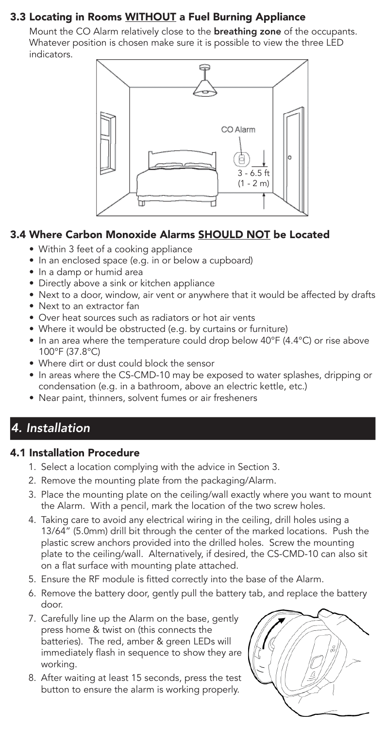### 3.3 Locating in Rooms **WITHOUT** a Fuel Burning Appliance

Mount the CO Alarm relatively close to the **breathing zone** of the occupants. Whatever position is chosen make sure it is possible to view the three LED indicators.

### 3.4 Where Carbon Monoxide Alarms **SHOULD NOT** be Located

- Within 3 feet of a cooking appliance
- In an enclosed space (e.g. in or below a cupboard)
- In a damp or humid area
- Directly above a sink or kitchen appliance
- Next to a door, window, air vent or anywhere that it would be affected by drafts
- Next to an extractor fan
- Over heat sources such as radiators or hot air vents
- Where it would be obstructed (e.g. by curtains or furniture)
- In an area where the temperature could drop below 40°F (4.4°C) or rise above 100°F (37.8°C)
- Where dirt or dust could block the sensor
- In areas where the CS-CMD-10 may be exposed to water splashes, dripping or condensation (e.g. in a bathroom, above an electric kettle, etc.)
- Near paint, thinners, solvent fumes or air fresheners

## *4. Installation*

### 4.1 Installation Procedure

1. Select a location complying with the advice in Section 3.
2. Remove the mounting plate from the packaging/Alarm.
3. Place the mounting plate on the ceiling/wall exactly where you want to mount the Alarm. With a pencil, mark the location of the two screw holes.
4. Taking care to avoid any electrical wiring in the ceiling, drill holes using a 13/64" (5.0mm) drill bit through the center of the marked locations. Push the plastic screw anchors provided into the drilled holes. Screw the mounting plate to the ceiling/wall. Alternatively, if desired, the CS-CMD-10 can also sit on a flat surface with mounting plate attached.
5. Ensure the RF module is fitted correctly into the base of the Alarm.
6. Remove the battery door, gently pull the battery tab, and replace the battery door.
7. Carefully line up the Alarm on the base, gently press home & twist on (this connects the batteries). The red, amber & green LEDs will immediately flash in sequence to show they are working.
8. After waiting at least 15 seconds, press the test button to ensure the alarm is working properly.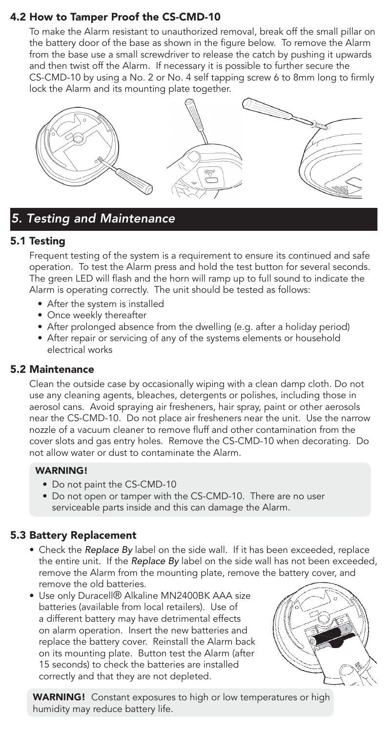### 4.2 How to Tamper Proof the CS-CMD-10

To make the Alarm resistant to unauthorized removal, break off the small pillar on the battery door of the base as shown in the figure below. To remove the Alarm from the base use a small screwdriver to release the catch by pushing it upwards and then twist off the Alarm. If necessary it is possible to further secure the CS-CMD-10 by using a No. 2 or No. 4 self tapping screw 6 to 8mm long to firmly lock the Alarm and its mounting plate together.

## *5. Testing and Maintenance*

### 5.1 Testing

Frequent testing of the system is a requirement to ensure its continued and safe operation. To test the Alarm press and hold the test button for several seconds. The green LED will flash and the horn will ramp up to full sound to indicate the Alarm is operating correctly. The unit should be tested as follows:

- After the system is installed
- Once weekly thereafter
- After prolonged absence from the dwelling (e.g. after a holiday period)
- After repair or servicing of any of the systems elements or household electrical works

### 5.2 Maintenance

Clean the outside case by occasionally wiping with a clean damp cloth. Do not use any cleaning agents, bleaches, detergents or polishes, including those in aerosol cans. Avoid spraying air fresheners, hair spray, paint or other aerosols near the CS-CMD-10. Do not place air fresheners near the unit. Use the narrow nozzle of a vacuum cleaner to remove fluff and other contamination from the cover slots and gas entry holes. Remove the CS-CMD-10 when decorating. Do not allow water or dust to contaminate the Alarm.

**WARNING!**

- Do not paint the CS-CMD-10
- Do not open or tamper with the CS-CMD-10. There are no user serviceable parts inside and this can damage the Alarm.

### 5.3 Battery Replacement

- Check the *Replace By* label on the side wall. If it has been exceeded, replace the entire unit. If the *Replace By* label on the side wall has not been exceeded, remove the Alarm from the mounting plate, remove the battery cover, and remove the old batteries.
- Use only Duracell® Alkaline MN2400BK AAA size batteries (available from local retailers). Use of a different battery may have detrimental effects on alarm operation. Insert the new batteries and replace the battery cover. Reinstall the Alarm back on its mounting plate. Button test the Alarm (after 15 seconds) to check the batteries are installed correctly and that they are not depleted.

**WARNING!** Constant exposures to high or low temperatures or high humidity may reduce battery life.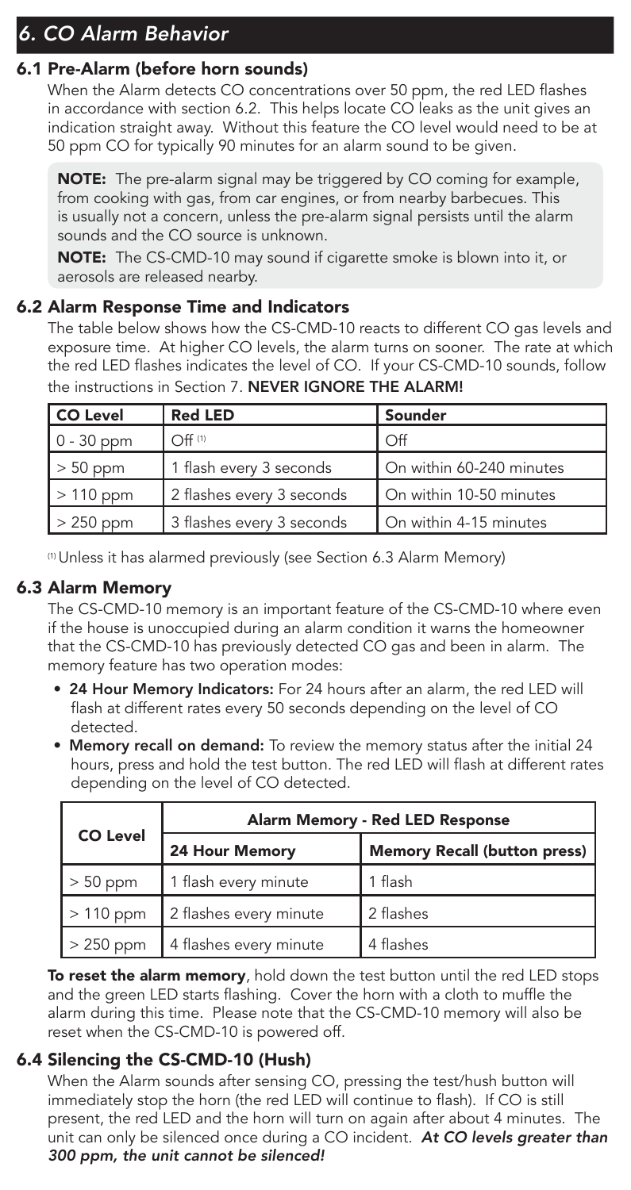## *6. CO Alarm Behavior*

### 6.1 Pre-Alarm (before horn sounds)

When the Alarm detects CO concentrations over 50 ppm, the red LED flashes in accordance with section 6.2. This helps locate CO leaks as the unit gives an indication straight away. Without this feature the CO level would need to be at 50 ppm CO for typically 90 minutes for an alarm sound to be given.

**NOTE:** The pre-alarm signal may be triggered by CO coming for example, from cooking with gas, from car engines, or from nearby barbecues. This is usually not a concern, unless the pre-alarm signal persists until the alarm sounds and the CO source is unknown.

**NOTE:** The CS-CMD-10 may sound if cigarette smoke is blown into it, or aerosols are released nearby.

### 6.2 Alarm Response Time and Indicators

The table below shows how the CS-CMD-10 reacts to different CO gas levels and exposure time. At higher CO levels, the alarm turns on sooner. The rate at which the red LED flashes indicates the level of CO. If your CS-CMD-10 sounds, follow the instructions in Section 7. **NEVER IGNORE THE ALARM!**

| CO Level | Red LED | Sounder |
|---|---|---|
| 0 - 30 ppm | Off [1] | Off |
| > 50 ppm | 1 flash every 3 seconds | On within 60-240 minutes |
| > 110 ppm | 2 flashes every 3 seconds | On within 10-50 minutes |
| > 250 ppm | 3 flashes every 3 seconds | On within 4-15 minutes |

[1] Unless it has alarmed previously (see Section 6.3 Alarm Memory)

### 6.3 Alarm Memory

The CS-CMD-10 memory is an important feature of the CS-CMD-10 where even if the house is unoccupied during an alarm condition it warns the homeowner that the CS-CMD-10 has previously detected CO gas and been in alarm. The memory feature has two operation modes:

- **24 Hour Memory Indicators:** For 24 hours after an alarm, the red LED will flash at different rates every 50 seconds depending on the level of CO detected.
- **Memory recall on demand:** To review the memory status after the initial 24 hours, press and hold the test button. The red LED will flash at different rates depending on the level of CO detected.

| CO Level | Alarm Memory - Red LED Response | |
|---|---|---|
| | **24 Hour Memory** | **Memory Recall (button press)** |
| > 50 ppm | 1 flash every minute | 1 flash |
| > 110 ppm | 2 flashes every minute | 2 flashes |
| > 250 ppm | 4 flashes every minute | 4 flashes |

**To reset the alarm memory**, hold down the test button until the red LED stops and the green LED starts flashing. Cover the horn with a cloth to muffle the alarm during this time. Please note that the CS-CMD-10 memory will also be reset when the CS-CMD-10 is powered off.

### 6.4 Silencing the CS-CMD-10 (Hush)

When the Alarm sounds after sensing CO, pressing the test/hush button will immediately stop the horn (the red LED will continue to flash). If CO is still present, the red LED and the horn will turn on again after about 4 minutes. The unit can only be silenced once during a CO incident. ***At CO levels greater than 300 ppm, the unit cannot be silenced!***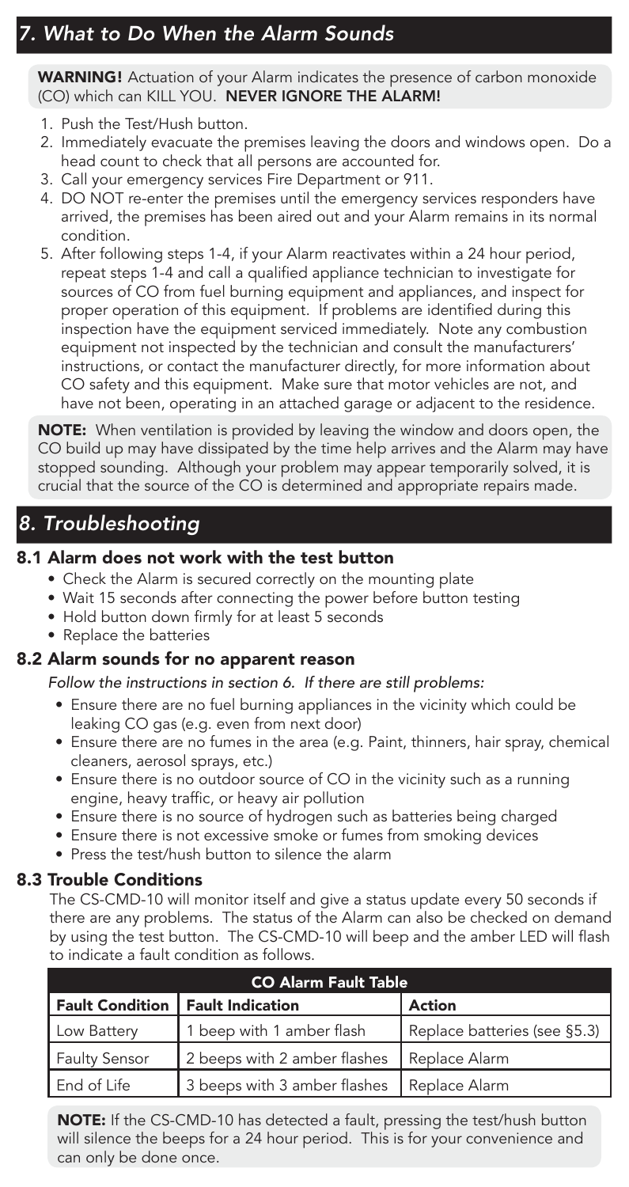## 7. What to Do When the Alarm Sounds

**WARNING!** Actuation of your Alarm indicates the presence of carbon monoxide (CO) which can KILL YOU. **NEVER IGNORE THE ALARM!**

1. Push the Test/Hush button.
2. Immediately evacuate the premises leaving the doors and windows open. Do a head count to check that all persons are accounted for.
3. Call your emergency services Fire Department or 911.
4. DO NOT re-enter the premises until the emergency services responders have arrived, the premises has been aired out and your Alarm remains in its normal condition.
5. After following steps 1-4, if your Alarm reactivates within a 24 hour period, repeat steps 1-4 and call a qualified appliance technician to investigate for sources of CO from fuel burning equipment and appliances, and inspect for proper operation of this equipment. If problems are identified during this inspection have the equipment serviced immediately. Note any combustion equipment not inspected by the technician and consult the manufacturers' instructions, or contact the manufacturer directly, for more information about CO safety and this equipment. Make sure that motor vehicles are not, and have not been, operating in an attached garage or adjacent to the residence.

**NOTE:** When ventilation is provided by leaving the window and doors open, the CO build up may have dissipated by the time help arrives and the Alarm may have stopped sounding. Although your problem may appear temporarily solved, it is crucial that the source of the CO is determined and appropriate repairs made.

## 8. Troubleshooting

### 8.1 Alarm does not work with the test button

- Check the Alarm is secured correctly on the mounting plate
- Wait 15 seconds after connecting the power before button testing
- Hold button down firmly for at least 5 seconds
- Replace the batteries

### 8.2 Alarm sounds for no apparent reason

*Follow the instructions in section 6. If there are still problems:*

- Ensure there are no fuel burning appliances in the vicinity which could be leaking CO gas (e.g. even from next door)
- Ensure there are no fumes in the area (e.g. Paint, thinners, hair spray, chemical cleaners, aerosol sprays, etc.)
- Ensure there is no outdoor source of CO in the vicinity such as a running engine, heavy traffic, or heavy air pollution
- Ensure there is no source of hydrogen such as batteries being charged
- Ensure there is not excessive smoke or fumes from smoking devices
- Press the test/hush button to silence the alarm

### 8.3 Trouble Conditions

The CS-CMD-10 will monitor itself and give a status update every 50 seconds if there are any problems. The status of the Alarm can also be checked on demand by using the test button. The CS-CMD-10 will beep and the amber LED will flash to indicate a fault condition as follows.

| CO Alarm Fault Table | | |
|---|---|---|
| **Fault Condition** | **Fault Indication** | **Action** |
| Low Battery | 1 beep with 1 amber flash | Replace batteries (see §5.3) |
| Faulty Sensor | 2 beeps with 2 amber flashes | Replace Alarm |
| End of Life | 3 beeps with 3 amber flashes | Replace Alarm |

**NOTE:** If the CS-CMD-10 has detected a fault, pressing the test/hush button will silence the beeps for a 24 hour period. This is for your convenience and can only be done once.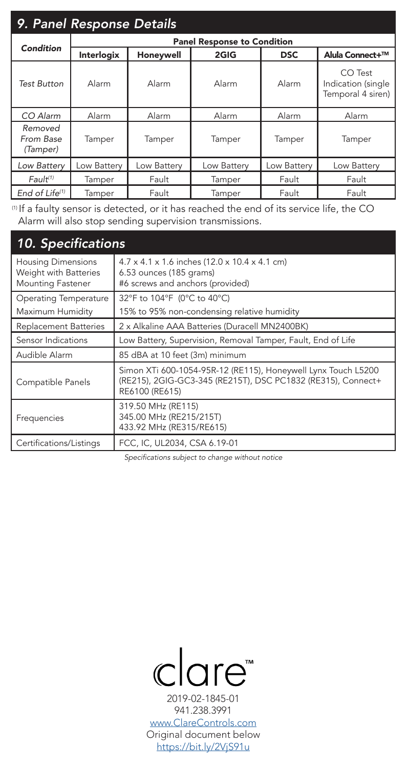## *9. Panel Response Details*

| *Condition* | Panel Response to Condition | | | | |
|---|---|---|---|---|---|
| | **Interlogix** | **Honeywell** | **2GIG** | **DSC** | **Alula Connect+™** |
| *Test Button* | Alarm | Alarm | Alarm | Alarm | CO Test Indication (single Temporal 4 siren) |
| *CO Alarm* | Alarm | Alarm | Alarm | Alarm | Alarm |
| *Removed From Base (Tamper)* | Tamper | Tamper | Tamper | Tamper | Tamper |
| *Low Battery* | Low Battery | Low Battery | Low Battery | Low Battery | Low Battery |
| *Fault*[1] | Tamper | Fault | Tamper | Fault | Fault |
| *End of Life*[1] | Tamper | Fault | Tamper | Fault | Fault |

[1] If a faulty sensor is detected, or it has reached the end of its service life, the CO Alarm will also stop sending supervision transmissions.

## *10. Specifications*

| | |
|---|---|
| Housing Dimensions<br>Weight with Batteries<br>Mounting Fastener | 4.7 x 4.1 x 1.6 inches (12.0 x 10.4 x 4.1 cm)<br>6.53 ounces (185 grams)<br>#6 screws and anchors (provided) |
| Operating Temperature<br>Maximum Humidity | 32°F to 104°F (0°C to 40°C)<br>15% to 95% non-condensing relative humidity |
| Replacement Batteries | 2 x Alkaline AAA Batteries (Duracell MN2400BK) |
| Sensor Indications | Low Battery, Supervision, Removal Tamper, Fault, End of Life |
| Audible Alarm | 85 dBA at 10 feet (3m) minimum |
| Compatible Panels | Simon XTi 600-1054-95R-12 (RE115), Honeywell Lynx Touch L5200 (RE215), 2GIG-GC3-345 (RE215T), DSC PC1832 (RE315), Connect+ RE6100 (RE615) |
| Frequencies | 319.50 MHz (RE115)<br>345.00 MHz (RE215/215T)<br>433.92 MHz (RE315/RE615) |
| Certifications/Listings | FCC, IC, UL2034, CSA 6.19-01 |

*Specifications subject to change without notice*

clare™

2019-02-1845-01

941.238.3991

www.ClareControls.com

Original document below

https://bit.ly/2VjS91u